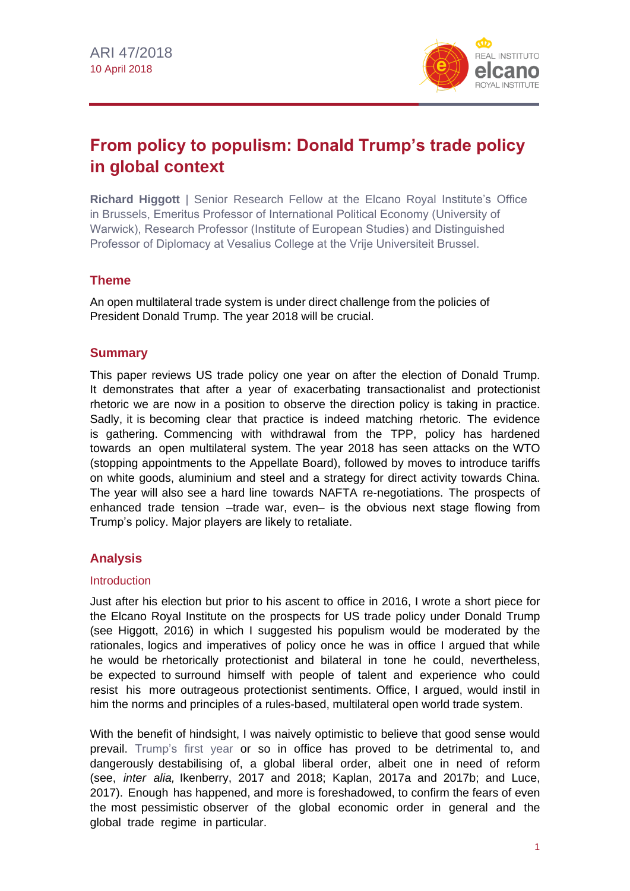ARI 47/2018
10 April 2018

# From policy to populism: Donald Trump's trade policy in global context

**Richard Higgott** | Senior Research Fellow at the Elcano Royal Institute's Office in Brussels, Emeritus Professor of International Political Economy (University of Warwick), Research Professor (Institute of European Studies) and Distinguished Professor of Diplomacy at Vesalius College at the Vrije Universiteit Brussel.

## Theme

An open multilateral trade system is under direct challenge from the policies of President Donald Trump. The year 2018 will be crucial.

## Summary

This paper reviews US trade policy one year on after the election of Donald Trump. It demonstrates that after a year of exacerbating transactionalist and protectionist rhetoric we are now in a position to observe the direction policy is taking in practice. Sadly, it is becoming clear that practice is indeed matching rhetoric. The evidence is gathering. Commencing with withdrawal from the TPP, policy has hardened towards an open multilateral system. The year 2018 has seen attacks on the WTO (stopping appointments to the Appellate Board), followed by moves to introduce tariffs on white goods, aluminium and steel and a strategy for direct activity towards China. The year will also see a hard line towards NAFTA re-negotiations. The prospects of enhanced trade tension –trade war, even– is the obvious next stage flowing from Trump's policy. Major players are likely to retaliate.

## Analysis

### Introduction

Just after his election but prior to his ascent to office in 2016, I wrote a short piece for the Elcano Royal Institute on the prospects for US trade policy under Donald Trump (see Higgott, 2016) in which I suggested his populism would be moderated by the rationales, logics and imperatives of policy once he was in office I argued that while he would be rhetorically protectionist and bilateral in tone he could, nevertheless, be expected to surround himself with people of talent and experience who could resist his more outrageous protectionist sentiments. Office, I argued, would instil in him the norms and principles of a rules-based, multilateral open world trade system.

With the benefit of hindsight, I was naively optimistic to believe that good sense would prevail. Trump's first year or so in office has proved to be detrimental to, and dangerously destabilising of, a global liberal order, albeit one in need of reform (see, *inter alia,* Ikenberry, 2017 and 2018; Kaplan, 2017a and 2017b; and Luce, 2017). Enough has happened, and more is foreshadowed, to confirm the fears of even the most pessimistic observer of the global economic order in general and the global trade regime in particular.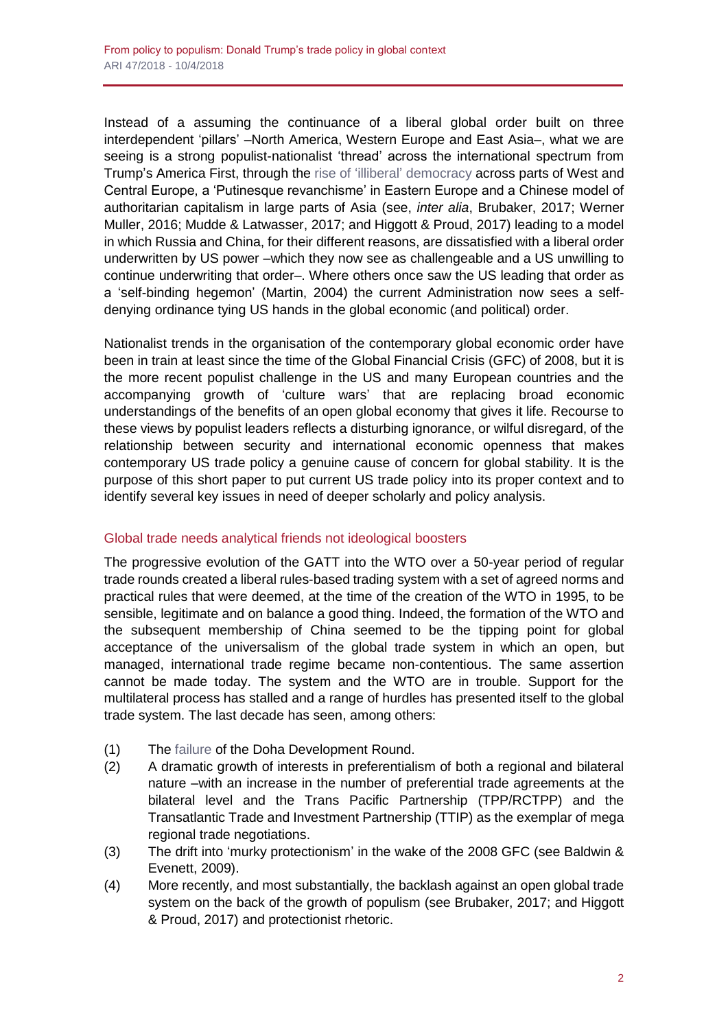Instead of a assuming the continuance of a liberal global order built on three interdependent 'pillars' –North America, Western Europe and East Asia–, what we are seeing is a strong populist-nationalist 'thread' across the international spectrum from Trump's America First, through the rise of 'illiberal' democracy across parts of West and Central Europe, a 'Putinesque revanchisme' in Eastern Europe and a Chinese model of authoritarian capitalism in large parts of Asia (see, *inter alia*, Brubaker, 2017; Werner Muller, 2016; Mudde & Latwasser, 2017; and Higgott & Proud, 2017) leading to a model in which Russia and China, for their different reasons, are dissatisfied with a liberal order underwritten by US power –which they now see as challengeable and a US unwilling to continue underwriting that order–. Where others once saw the US leading that order as a 'self-binding hegemon' (Martin, 2004) the current Administration now sees a self-denying ordinance tying US hands in the global economic (and political) order.

Nationalist trends in the organisation of the contemporary global economic order have been in train at least since the time of the Global Financial Crisis (GFC) of 2008, but it is the more recent populist challenge in the US and many European countries and the accompanying growth of 'culture wars' that are replacing broad economic understandings of the benefits of an open global economy that gives it life. Recourse to these views by populist leaders reflects a disturbing ignorance, or wilful disregard, of the relationship between security and international economic openness that makes contemporary US trade policy a genuine cause of concern for global stability. It is the purpose of this short paper to put current US trade policy into its proper context and to identify several key issues in need of deeper scholarly and policy analysis.

## Global trade needs analytical friends not ideological boosters

The progressive evolution of the GATT into the WTO over a 50-year period of regular trade rounds created a liberal rules-based trading system with a set of agreed norms and practical rules that were deemed, at the time of the creation of the WTO in 1995, to be sensible, legitimate and on balance a good thing. Indeed, the formation of the WTO and the subsequent membership of China seemed to be the tipping point for global acceptance of the universalism of the global trade system in which an open, but managed, international trade regime became non-contentious. The same assertion cannot be made today. The system and the WTO are in trouble. Support for the multilateral process has stalled and a range of hurdles has presented itself to the global trade system. The last decade has seen, among others:

(1) The failure of the Doha Development Round.

(2) A dramatic growth of interests in preferentialism of both a regional and bilateral nature –with an increase in the number of preferential trade agreements at the bilateral level and the Trans Pacific Partnership (TPP/RCTPP) and the Transatlantic Trade and Investment Partnership (TTIP) as the exemplar of mega regional trade negotiations.

(3) The drift into 'murky protectionism' in the wake of the 2008 GFC (see Baldwin & Evenett, 2009).

(4) More recently, and most substantially, the backlash against an open global trade system on the back of the growth of populism (see Brubaker, 2017; and Higgott & Proud, 2017) and protectionist rhetoric.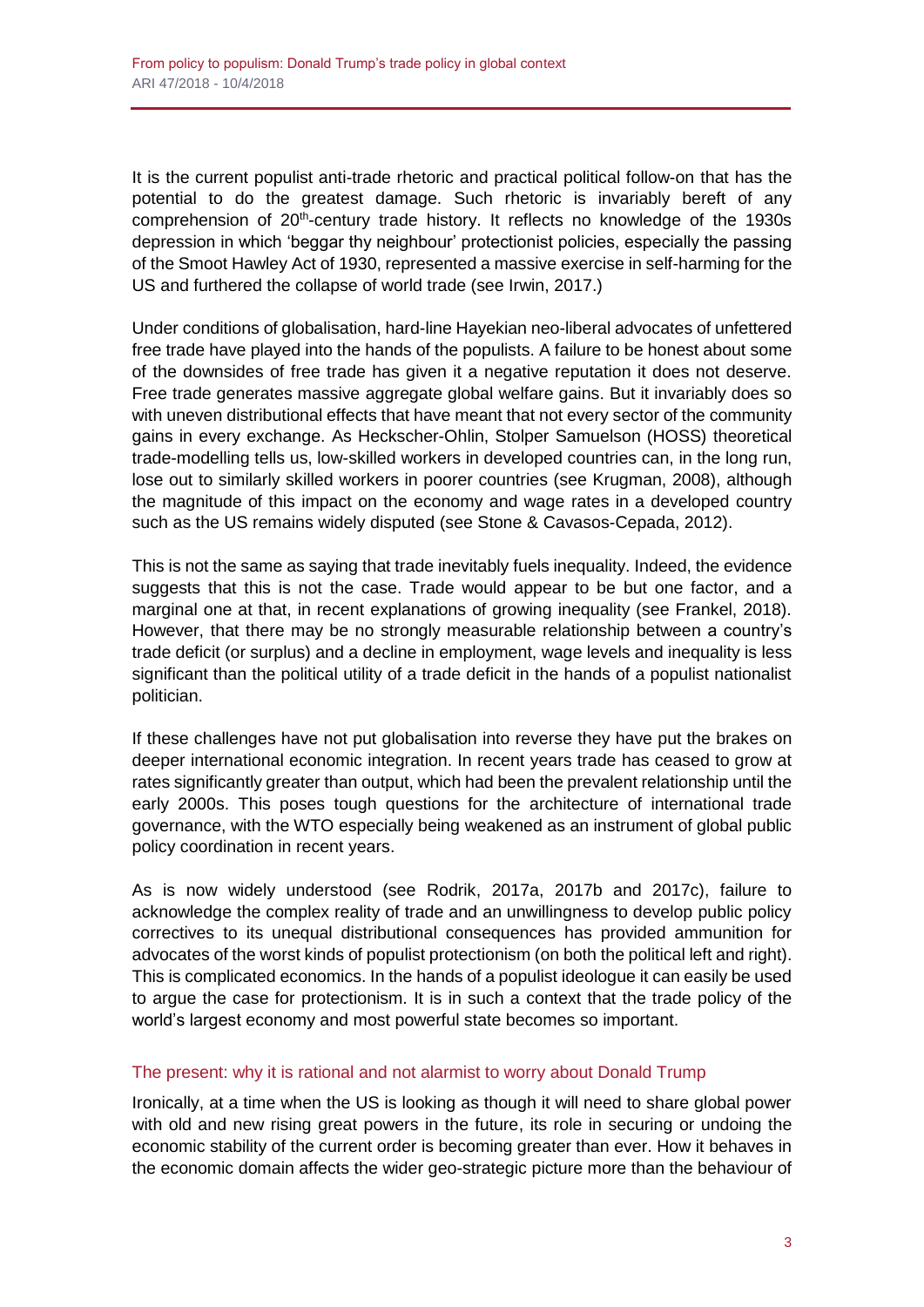It is the current populist anti-trade rhetoric and practical political follow-on that has the potential to do the greatest damage. Such rhetoric is invariably bereft of any comprehension of 20th-century trade history. It reflects no knowledge of the 1930s depression in which 'beggar thy neighbour' protectionist policies, especially the passing of the Smoot Hawley Act of 1930, represented a massive exercise in self-harming for the US and furthered the collapse of world trade (see Irwin, 2017.)

Under conditions of globalisation, hard-line Hayekian neo-liberal advocates of unfettered free trade have played into the hands of the populists. A failure to be honest about some of the downsides of free trade has given it a negative reputation it does not deserve. Free trade generates massive aggregate global welfare gains. But it invariably does so with uneven distributional effects that have meant that not every sector of the community gains in every exchange. As Heckscher-Ohlin, Stolper Samuelson (HOSS) theoretical trade-modelling tells us, low-skilled workers in developed countries can, in the long run, lose out to similarly skilled workers in poorer countries (see Krugman, 2008), although the magnitude of this impact on the economy and wage rates in a developed country such as the US remains widely disputed (see Stone & Cavasos-Cepada, 2012).

This is not the same as saying that trade inevitably fuels inequality. Indeed, the evidence suggests that this is not the case. Trade would appear to be but one factor, and a marginal one at that, in recent explanations of growing inequality (see Frankel, 2018). However, that there may be no strongly measurable relationship between a country's trade deficit (or surplus) and a decline in employment, wage levels and inequality is less significant than the political utility of a trade deficit in the hands of a populist nationalist politician.

If these challenges have not put globalisation into reverse they have put the brakes on deeper international economic integration. In recent years trade has ceased to grow at rates significantly greater than output, which had been the prevalent relationship until the early 2000s. This poses tough questions for the architecture of international trade governance, with the WTO especially being weakened as an instrument of global public policy coordination in recent years.

As is now widely understood (see Rodrik, 2017a, 2017b and 2017c), failure to acknowledge the complex reality of trade and an unwillingness to develop public policy correctives to its unequal distributional consequences has provided ammunition for advocates of the worst kinds of populist protectionism (on both the political left and right). This is complicated economics. In the hands of a populist ideologue it can easily be used to argue the case for protectionism. It is in such a context that the trade policy of the world's largest economy and most powerful state becomes so important.

## The present: why it is rational and not alarmist to worry about Donald Trump

Ironically, at a time when the US is looking as though it will need to share global power with old and new rising great powers in the future, its role in securing or undoing the economic stability of the current order is becoming greater than ever. How it behaves in the economic domain affects the wider geo-strategic picture more than the behaviour of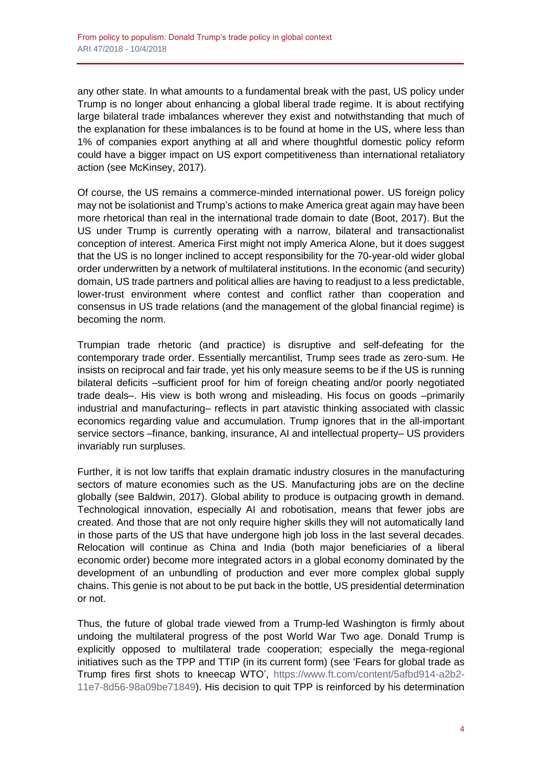any other state. In what amounts to a fundamental break with the past, US policy under Trump is no longer about enhancing a global liberal trade regime. It is about rectifying large bilateral trade imbalances wherever they exist and notwithstanding that much of the explanation for these imbalances is to be found at home in the US, where less than 1% of companies export anything at all and where thoughtful domestic policy reform could have a bigger impact on US export competitiveness than international retaliatory action (see McKinsey, 2017).

Of course, the US remains a commerce-minded international power. US foreign policy may not be isolationist and Trump's actions to make America great again may have been more rhetorical than real in the international trade domain to date (Boot, 2017). But the US under Trump is currently operating with a narrow, bilateral and transactionalist conception of interest. America First might not imply America Alone, but it does suggest that the US is no longer inclined to accept responsibility for the 70-year-old wider global order underwritten by a network of multilateral institutions. In the economic (and security) domain, US trade partners and political allies are having to readjust to a less predictable, lower-trust environment where contest and conflict rather than cooperation and consensus in US trade relations (and the management of the global financial regime) is becoming the norm.

Trumpian trade rhetoric (and practice) is disruptive and self-defeating for the contemporary trade order. Essentially mercantilist, Trump sees trade as zero-sum. He insists on reciprocal and fair trade, yet his only measure seems to be if the US is running bilateral deficits –sufficient proof for him of foreign cheating and/or poorly negotiated trade deals–. His view is both wrong and misleading. His focus on goods –primarily industrial and manufacturing– reflects in part atavistic thinking associated with classic economics regarding value and accumulation. Trump ignores that in the all-important service sectors –finance, banking, insurance, AI and intellectual property– US providers invariably run surpluses.

Further, it is not low tariffs that explain dramatic industry closures in the manufacturing sectors of mature economies such as the US. Manufacturing jobs are on the decline globally (see Baldwin, 2017). Global ability to produce is outpacing growth in demand. Technological innovation, especially AI and robotisation, means that fewer jobs are created. And those that are not only require higher skills they will not automatically land in those parts of the US that have undergone high job loss in the last several decades. Relocation will continue as China and India (both major beneficiaries of a liberal economic order) become more integrated actors in a global economy dominated by the development of an unbundling of production and ever more complex global supply chains. This genie is not about to be put back in the bottle, US presidential determination or not.

Thus, the future of global trade viewed from a Trump-led Washington is firmly about undoing the multilateral progress of the post World War Two age. Donald Trump is explicitly opposed to multilateral trade cooperation; especially the mega-regional initiatives such as the TPP and TTIP (in its current form) (see 'Fears for global trade as Trump fires first shots to kneecap WTO', https://www.ft.com/content/5afbd914-a2b2-11e7-8d56-98a09be71849). His decision to quit TPP is reinforced by his determination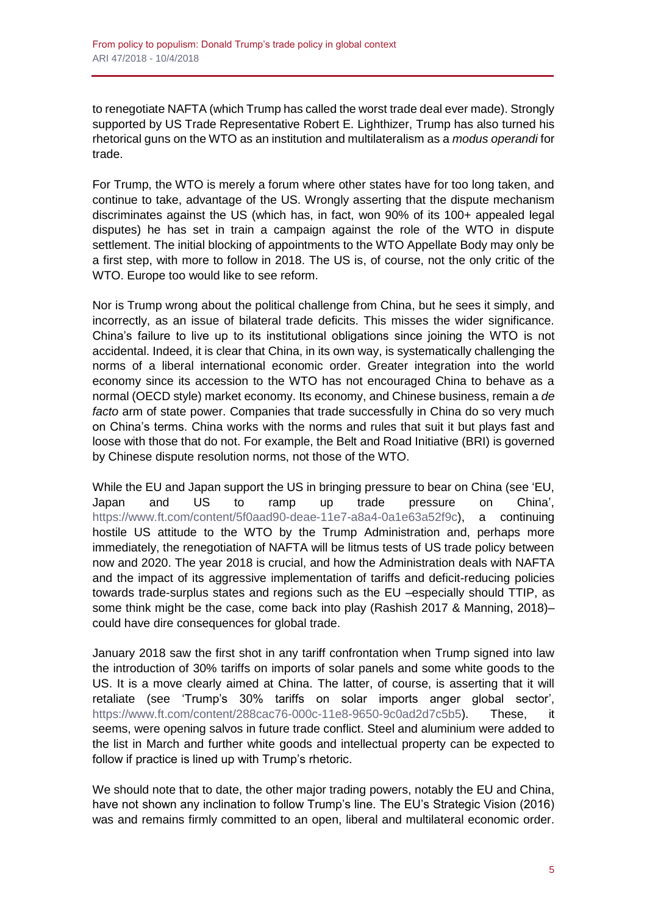to renegotiate NAFTA (which Trump has called the worst trade deal ever made). Strongly supported by US Trade Representative Robert E. Lighthizer, Trump has also turned his rhetorical guns on the WTO as an institution and multilateralism as a *modus operandi* for trade.

For Trump, the WTO is merely a forum where other states have for too long taken, and continue to take, advantage of the US. Wrongly asserting that the dispute mechanism discriminates against the US (which has, in fact, won 90% of its 100+ appealed legal disputes) he has set in train a campaign against the role of the WTO in dispute settlement. The initial blocking of appointments to the WTO Appellate Body may only be a first step, with more to follow in 2018. The US is, of course, not the only critic of the WTO. Europe too would like to see reform.

Nor is Trump wrong about the political challenge from China, but he sees it simply, and incorrectly, as an issue of bilateral trade deficits. This misses the wider significance. China's failure to live up to its institutional obligations since joining the WTO is not accidental. Indeed, it is clear that China, in its own way, is systematically challenging the norms of a liberal international economic order. Greater integration into the world economy since its accession to the WTO has not encouraged China to behave as a normal (OECD style) market economy. Its economy, and Chinese business, remain a *de facto* arm of state power. Companies that trade successfully in China do so very much on China's terms. China works with the norms and rules that suit it but plays fast and loose with those that do not. For example, the Belt and Road Initiative (BRI) is governed by Chinese dispute resolution norms, not those of the WTO.

While the EU and Japan support the US in bringing pressure to bear on China (see 'EU, Japan and US to ramp up trade pressure on China', https://www.ft.com/content/5f0aad90-deae-11e7-a8a4-0a1e63a52f9c), a continuing hostile US attitude to the WTO by the Trump Administration and, perhaps more immediately, the renegotiation of NAFTA will be litmus tests of US trade policy between now and 2020. The year 2018 is crucial, and how the Administration deals with NAFTA and the impact of its aggressive implementation of tariffs and deficit-reducing policies towards trade-surplus states and regions such as the EU –especially should TTIP, as some think might be the case, come back into play (Rashish 2017 & Manning, 2018)– could have dire consequences for global trade.

January 2018 saw the first shot in any tariff confrontation when Trump signed into law the introduction of 30% tariffs on imports of solar panels and some white goods to the US. It is a move clearly aimed at China. The latter, of course, is asserting that it will retaliate (see 'Trump's 30% tariffs on solar imports anger global sector', https://www.ft.com/content/288cac76-000c-11e8-9650-9c0ad2d7c5b5). These, it seems, were opening salvos in future trade conflict. Steel and aluminium were added to the list in March and further white goods and intellectual property can be expected to follow if practice is lined up with Trump's rhetoric.

We should note that to date, the other major trading powers, notably the EU and China, have not shown any inclination to follow Trump's line. The EU's Strategic Vision (2016) was and remains firmly committed to an open, liberal and multilateral economic order.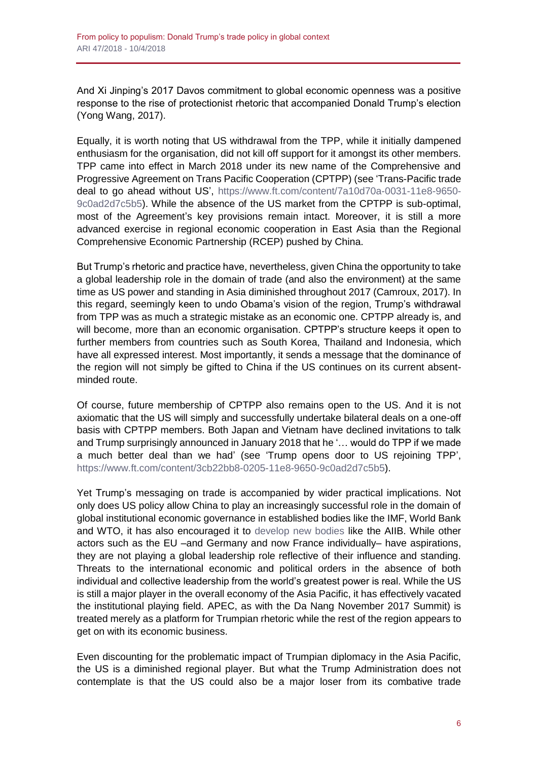And Xi Jinping's 2017 Davos commitment to global economic openness was a positive response to the rise of protectionist rhetoric that accompanied Donald Trump's election (Yong Wang, 2017).

Equally, it is worth noting that US withdrawal from the TPP, while it initially dampened enthusiasm for the organisation, did not kill off support for it amongst its other members. TPP came into effect in March 2018 under its new name of the Comprehensive and Progressive Agreement on Trans Pacific Cooperation (CPTPP) (see 'Trans-Pacific trade deal to go ahead without US', https://www.ft.com/content/7a10d70a-0031-11e8-9650-9c0ad2d7c5b5). While the absence of the US market from the CPTPP is sub-optimal, most of the Agreement's key provisions remain intact. Moreover, it is still a more advanced exercise in regional economic cooperation in East Asia than the Regional Comprehensive Economic Partnership (RCEP) pushed by China.

But Trump's rhetoric and practice have, nevertheless, given China the opportunity to take a global leadership role in the domain of trade (and also the environment) at the same time as US power and standing in Asia diminished throughout 2017 (Camroux, 2017). In this regard, seemingly keen to undo Obama's vision of the region, Trump's withdrawal from TPP was as much a strategic mistake as an economic one. CPTPP already is, and will become, more than an economic organisation. CPTPP's structure keeps it open to further members from countries such as South Korea, Thailand and Indonesia, which have all expressed interest. Most importantly, it sends a message that the dominance of the region will not simply be gifted to China if the US continues on its current absent-minded route.

Of course, future membership of CPTPP also remains open to the US. And it is not axiomatic that the US will simply and successfully undertake bilateral deals on a one-off basis with CPTPP members. Both Japan and Vietnam have declined invitations to talk and Trump surprisingly announced in January 2018 that he '… would do TPP if we made a much better deal than we had' (see 'Trump opens door to US rejoining TPP', https://www.ft.com/content/3cb22bb8-0205-11e8-9650-9c0ad2d7c5b5).

Yet Trump's messaging on trade is accompanied by wider practical implications. Not only does US policy allow China to play an increasingly successful role in the domain of global institutional economic governance in established bodies like the IMF, World Bank and WTO, it has also encouraged it to develop new bodies like the AIIB. While other actors such as the EU –and Germany and now France individually– have aspirations, they are not playing a global leadership role reflective of their influence and standing. Threats to the international economic and political orders in the absence of both individual and collective leadership from the world's greatest power is real. While the US is still a major player in the overall economy of the Asia Pacific, it has effectively vacated the institutional playing field. APEC, as with the Da Nang November 2017 Summit) is treated merely as a platform for Trumpian rhetoric while the rest of the region appears to get on with its economic business.

Even discounting for the problematic impact of Trumpian diplomacy in the Asia Pacific, the US is a diminished regional player. But what the Trump Administration does not contemplate is that the US could also be a major loser from its combative trade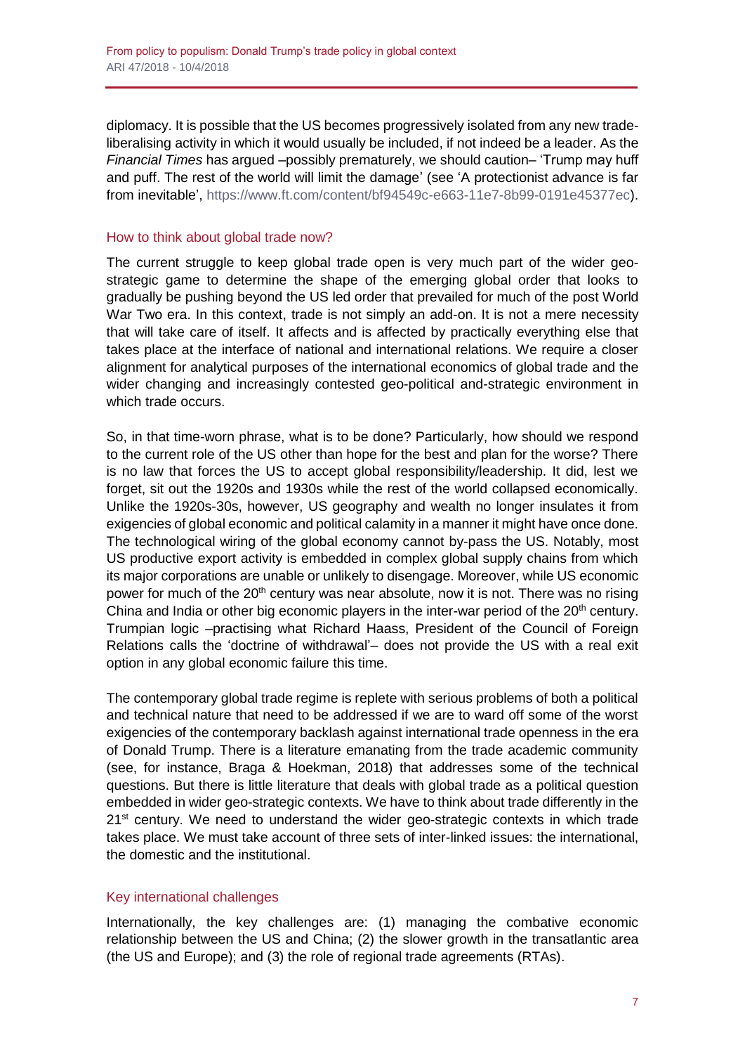diplomacy. It is possible that the US becomes progressively isolated from any new trade-liberalising activity in which it would usually be included, if not indeed be a leader. As the *Financial Times* has argued –possibly prematurely, we should caution– 'Trump may huff and puff. The rest of the world will limit the damage' (see 'A protectionist advance is far from inevitable', https://www.ft.com/content/bf94549c-e663-11e7-8b99-0191e45377ec).

## How to think about global trade now?

The current struggle to keep global trade open is very much part of the wider geo-strategic game to determine the shape of the emerging global order that looks to gradually be pushing beyond the US led order that prevailed for much of the post World War Two era. In this context, trade is not simply an add-on. It is not a mere necessity that will take care of itself. It affects and is affected by practically everything else that takes place at the interface of national and international relations. We require a closer alignment for analytical purposes of the international economics of global trade and the wider changing and increasingly contested geo-political and-strategic environment in which trade occurs.

So, in that time-worn phrase, what is to be done? Particularly, how should we respond to the current role of the US other than hope for the best and plan for the worse? There is no law that forces the US to accept global responsibility/leadership. It did, lest we forget, sit out the 1920s and 1930s while the rest of the world collapsed economically. Unlike the 1920s-30s, however, US geography and wealth no longer insulates it from exigencies of global economic and political calamity in a manner it might have once done. The technological wiring of the global economy cannot by-pass the US. Notably, most US productive export activity is embedded in complex global supply chains from which its major corporations are unable or unlikely to disengage. Moreover, while US economic power for much of the 20th century was near absolute, now it is not. There was no rising China and India or other big economic players in the inter-war period of the 20th century. Trumpian logic –practising what Richard Haass, President of the Council of Foreign Relations calls the 'doctrine of withdrawal'– does not provide the US with a real exit option in any global economic failure this time.

The contemporary global trade regime is replete with serious problems of both a political and technical nature that need to be addressed if we are to ward off some of the worst exigencies of the contemporary backlash against international trade openness in the era of Donald Trump. There is a literature emanating from the trade academic community (see, for instance, Braga & Hoekman, 2018) that addresses some of the technical questions. But there is little literature that deals with global trade as a political question embedded in wider geo-strategic contexts. We have to think about trade differently in the 21st century. We need to understand the wider geo-strategic contexts in which trade takes place. We must take account of three sets of inter-linked issues: the international, the domestic and the institutional.

## Key international challenges

Internationally, the key challenges are: (1) managing the combative economic relationship between the US and China; (2) the slower growth in the transatlantic area (the US and Europe); and (3) the role of regional trade agreements (RTAs).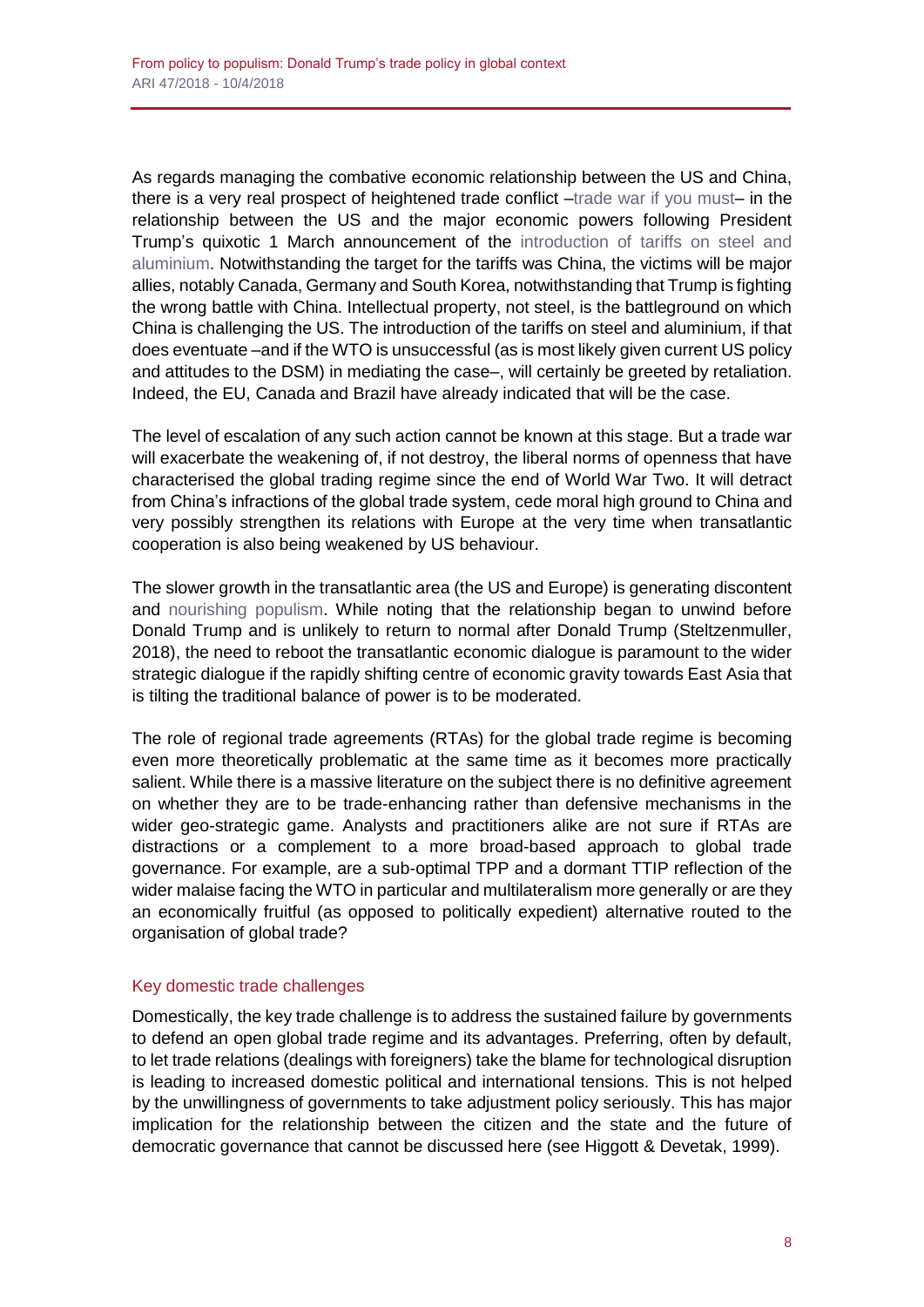As regards managing the combative economic relationship between the US and China, there is a very real prospect of heightened trade conflict –trade war if you must– in the relationship between the US and the major economic powers following President Trump's quixotic 1 March announcement of the introduction of tariffs on steel and aluminium. Notwithstanding the target for the tariffs was China, the victims will be major allies, notably Canada, Germany and South Korea, notwithstanding that Trump is fighting the wrong battle with China. Intellectual property, not steel, is the battleground on which China is challenging the US. The introduction of the tariffs on steel and aluminium, if that does eventuate –and if the WTO is unsuccessful (as is most likely given current US policy and attitudes to the DSM) in mediating the case–, will certainly be greeted by retaliation. Indeed, the EU, Canada and Brazil have already indicated that will be the case.

The level of escalation of any such action cannot be known at this stage. But a trade war will exacerbate the weakening of, if not destroy, the liberal norms of openness that have characterised the global trading regime since the end of World War Two. It will detract from China's infractions of the global trade system, cede moral high ground to China and very possibly strengthen its relations with Europe at the very time when transatlantic cooperation is also being weakened by US behaviour.

The slower growth in the transatlantic area (the US and Europe) is generating discontent and nourishing populism. While noting that the relationship began to unwind before Donald Trump and is unlikely to return to normal after Donald Trump (Steltzenmuller, 2018), the need to reboot the transatlantic economic dialogue is paramount to the wider strategic dialogue if the rapidly shifting centre of economic gravity towards East Asia that is tilting the traditional balance of power is to be moderated.

The role of regional trade agreements (RTAs) for the global trade regime is becoming even more theoretically problematic at the same time as it becomes more practically salient. While there is a massive literature on the subject there is no definitive agreement on whether they are to be trade-enhancing rather than defensive mechanisms in the wider geo-strategic game. Analysts and practitioners alike are not sure if RTAs are distractions or a complement to a more broad-based approach to global trade governance. For example, are a sub-optimal TPP and a dormant TTIP reflection of the wider malaise facing the WTO in particular and multilateralism more generally or are they an economically fruitful (as opposed to politically expedient) alternative routed to the organisation of global trade?

## Key domestic trade challenges

Domestically, the key trade challenge is to address the sustained failure by governments to defend an open global trade regime and its advantages. Preferring, often by default, to let trade relations (dealings with foreigners) take the blame for technological disruption is leading to increased domestic political and international tensions. This is not helped by the unwillingness of governments to take adjustment policy seriously. This has major implication for the relationship between the citizen and the state and the future of democratic governance that cannot be discussed here (see Higgott & Devetak, 1999).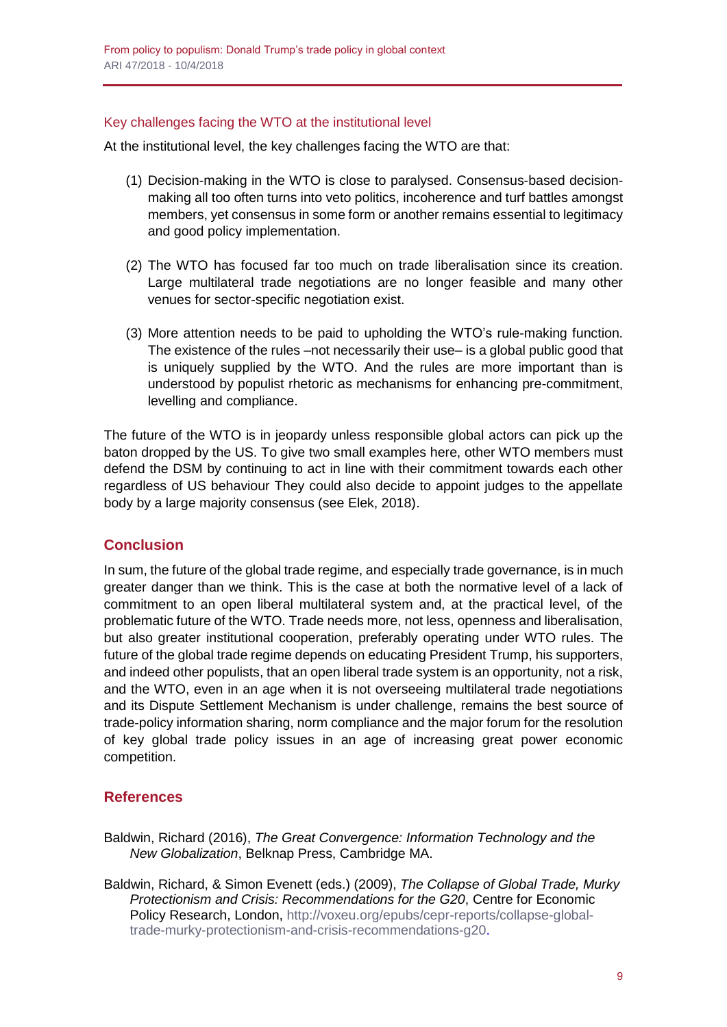### Key challenges facing the WTO at the institutional level

At the institutional level, the key challenges facing the WTO are that:

(1) Decision-making in the WTO is close to paralysed. Consensus-based decision-making all too often turns into veto politics, incoherence and turf battles amongst members, yet consensus in some form or another remains essential to legitimacy and good policy implementation.

(2) The WTO has focused far too much on trade liberalisation since its creation. Large multilateral trade negotiations are no longer feasible and many other venues for sector-specific negotiation exist.

(3) More attention needs to be paid to upholding the WTO's rule-making function. The existence of the rules –not necessarily their use– is a global public good that is uniquely supplied by the WTO. And the rules are more important than is understood by populist rhetoric as mechanisms for enhancing pre-commitment, levelling and compliance.

The future of the WTO is in jeopardy unless responsible global actors can pick up the baton dropped by the US. To give two small examples here, other WTO members must defend the DSM by continuing to act in line with their commitment towards each other regardless of US behaviour They could also decide to appoint judges to the appellate body by a large majority consensus (see Elek, 2018).

## Conclusion

In sum, the future of the global trade regime, and especially trade governance, is in much greater danger than we think. This is the case at both the normative level of a lack of commitment to an open liberal multilateral system and, at the practical level, of the problematic future of the WTO. Trade needs more, not less, openness and liberalisation, but also greater institutional cooperation, preferably operating under WTO rules. The future of the global trade regime depends on educating President Trump, his supporters, and indeed other populists, that an open liberal trade system is an opportunity, not a risk, and the WTO, even in an age when it is not overseeing multilateral trade negotiations and its Dispute Settlement Mechanism is under challenge, remains the best source of trade-policy information sharing, norm compliance and the major forum for the resolution of key global trade policy issues in an age of increasing great power economic competition.

## References

Baldwin, Richard (2016), *The Great Convergence: Information Technology and the New Globalization*, Belknap Press, Cambridge MA.

Baldwin, Richard, & Simon Evenett (eds.) (2009), *The Collapse of Global Trade, Murky Protectionism and Crisis: Recommendations for the G20*, Centre for Economic Policy Research, London, http://voxeu.org/epubs/cepr-reports/collapse-global-trade-murky-protectionism-and-crisis-recommendations-g20.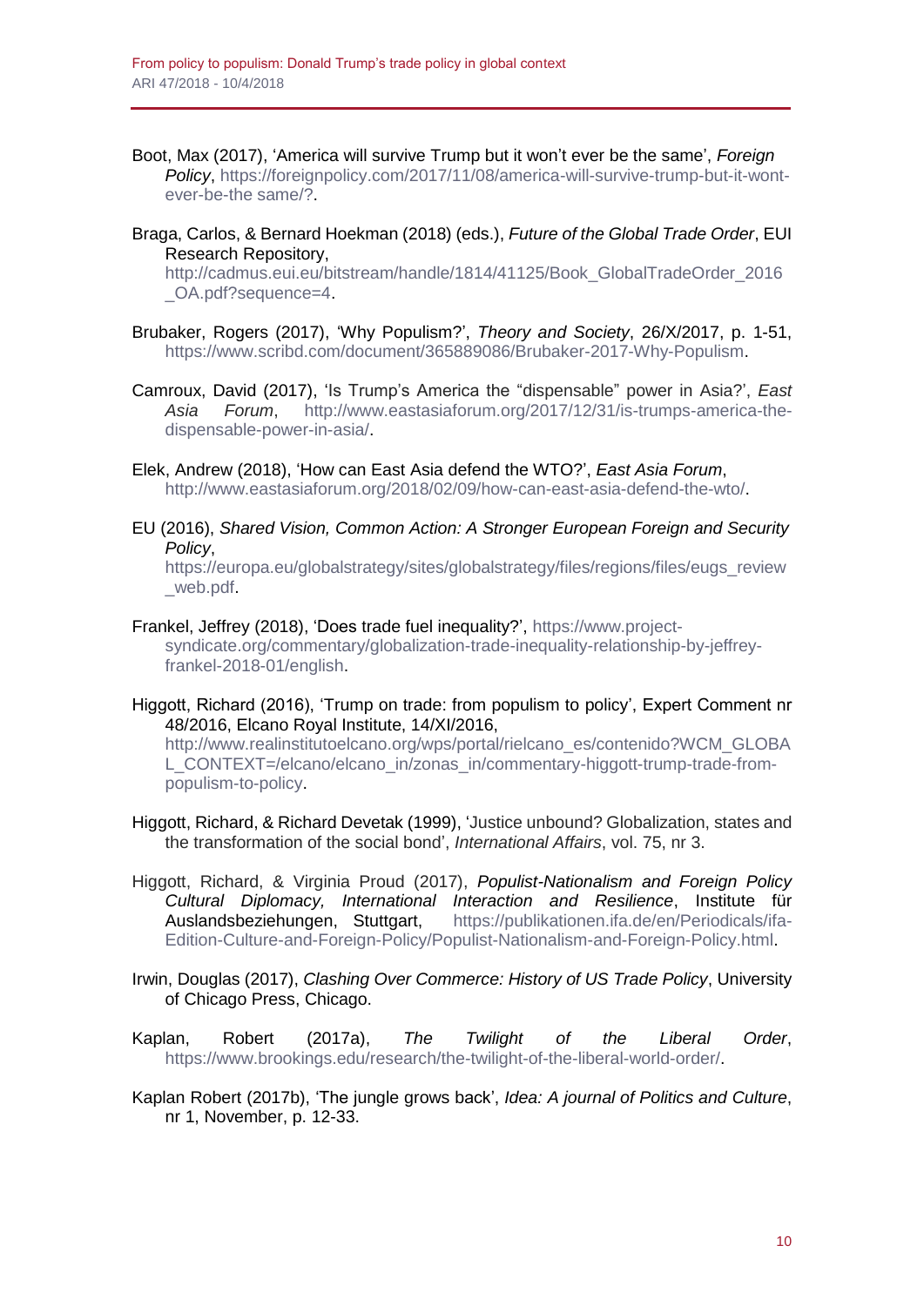Boot, Max (2017), 'America will survive Trump but it won't ever be the same', *Foreign Policy*, https://foreignpolicy.com/2017/11/08/america-will-survive-trump-but-it-wont-ever-be-the same/?.

Braga, Carlos, & Bernard Hoekman (2018) (eds.), *Future of the Global Trade Order*, EUI Research Repository, http://cadmus.eui.eu/bitstream/handle/1814/41125/Book_GlobalTradeOrder_2016_OA.pdf?sequence=4.

Brubaker, Rogers (2017), 'Why Populism?', *Theory and Society*, 26/X/2017, p. 1-51, https://www.scribd.com/document/365889086/Brubaker-2017-Why-Populism.

Camroux, David (2017), 'Is Trump's America the "dispensable" power in Asia?', *East Asia Forum*, http://www.eastasiaforum.org/2017/12/31/is-trumps-america-the-dispensable-power-in-asia/.

Elek, Andrew (2018), 'How can East Asia defend the WTO?', *East Asia Forum*, http://www.eastasiaforum.org/2018/02/09/how-can-east-asia-defend-the-wto/.

EU (2016), *Shared Vision, Common Action: A Stronger European Foreign and Security Policy*, https://europa.eu/globalstrategy/sites/globalstrategy/files/regions/files/eugs_review_web.pdf.

Frankel, Jeffrey (2018), 'Does trade fuel inequality?', https://www.project-syndicate.org/commentary/globalization-trade-inequality-relationship-by-jeffrey-frankel-2018-01/english.

Higgott, Richard (2016), 'Trump on trade: from populism to policy', Expert Comment nr 48/2016, Elcano Royal Institute, 14/XI/2016, http://www.realinstitutoelcano.org/wps/portal/rielcano_es/contenido?WCM_GLOBAL_CONTEXT=/elcano/elcano_in/zonas_in/commentary-higgott-trump-trade-from-populism-to-policy.

Higgott, Richard, & Richard Devetak (1999), 'Justice unbound? Globalization, states and the transformation of the social bond', *International Affairs*, vol. 75, nr 3.

Higgott, Richard, & Virginia Proud (2017), *Populist-Nationalism and Foreign Policy Cultural Diplomacy, International Interaction and Resilience*, Institute für Auslandsbeziehungen, Stuttgart, https://publikationen.ifa.de/en/Periodicals/ifa-Edition-Culture-and-Foreign-Policy/Populist-Nationalism-and-Foreign-Policy.html.

Irwin, Douglas (2017), *Clashing Over Commerce: History of US Trade Policy*, University of Chicago Press, Chicago.

Kaplan, Robert (2017a), *The Twilight of the Liberal Order*, https://www.brookings.edu/research/the-twilight-of-the-liberal-world-order/.

Kaplan Robert (2017b), 'The jungle grows back', *Idea: A journal of Politics and Culture*, nr 1, November, p. 12-33.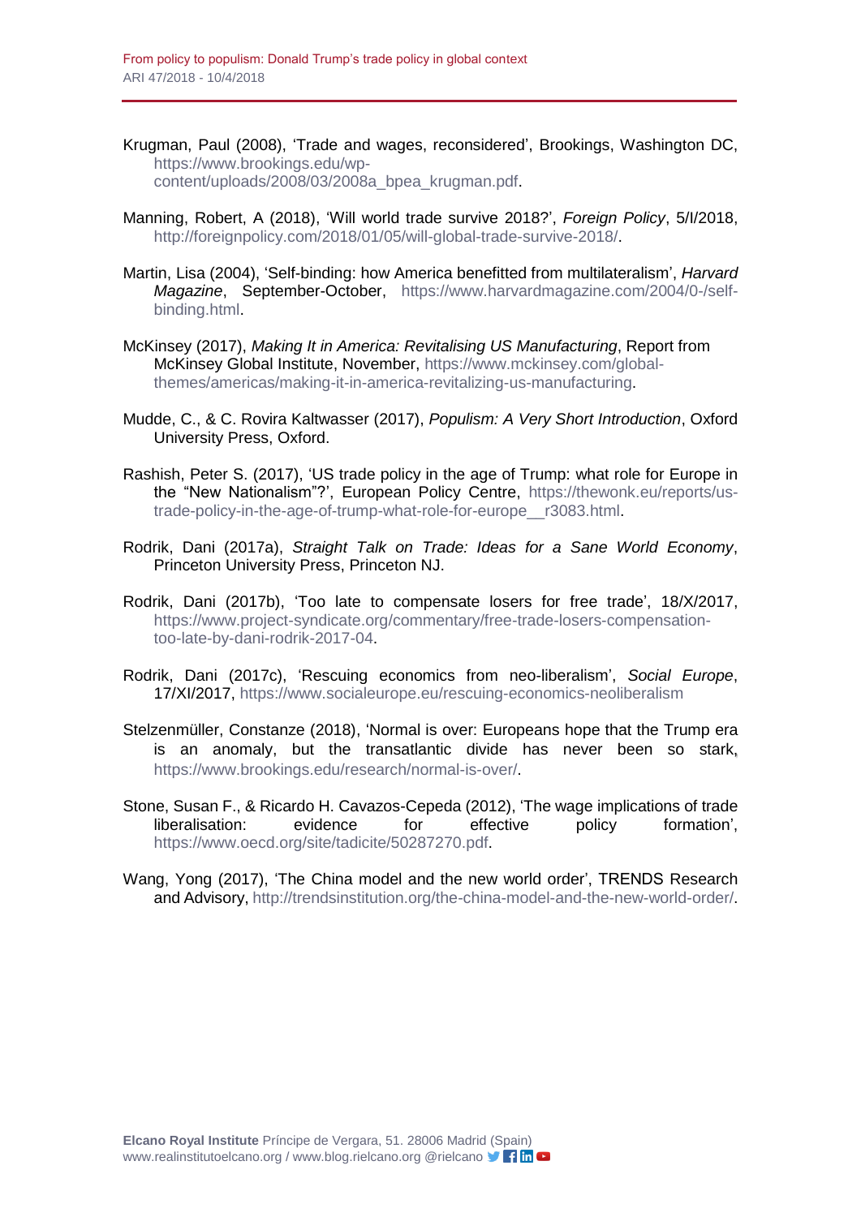Krugman, Paul (2008), 'Trade and wages, reconsidered', Brookings, Washington DC, https://www.brookings.edu/wp-content/uploads/2008/03/2008a_bpea_krugman.pdf.

Manning, Robert, A (2018), 'Will world trade survive 2018?', *Foreign Policy*, 5/I/2018, http://foreignpolicy.com/2018/01/05/will-global-trade-survive-2018/.

Martin, Lisa (2004), 'Self-binding: how America benefitted from multilateralism', *Harvard Magazine*, September-October, https://www.harvardmagazine.com/2004/0-/self-binding.html.

McKinsey (2017), *Making It in America: Revitalising US Manufacturing*, Report from McKinsey Global Institute, November, https://www.mckinsey.com/global-themes/americas/making-it-in-america-revitalizing-us-manufacturing.

Mudde, C., & C. Rovira Kaltwasser (2017), *Populism: A Very Short Introduction*, Oxford University Press, Oxford.

Rashish, Peter S. (2017), 'US trade policy in the age of Trump: what role for Europe in the "New Nationalism"?', European Policy Centre, https://thewonk.eu/reports/us-trade-policy-in-the-age-of-trump-what-role-for-europe__r3083.html.

Rodrik, Dani (2017a), *Straight Talk on Trade: Ideas for a Sane World Economy*, Princeton University Press, Princeton NJ.

Rodrik, Dani (2017b), 'Too late to compensate losers for free trade', 18/X/2017, https://www.project-syndicate.org/commentary/free-trade-losers-compensation-too-late-by-dani-rodrik-2017-04.

Rodrik, Dani (2017c), 'Rescuing economics from neo-liberalism', *Social Europe*, 17/XI/2017, https://www.socialeurope.eu/rescuing-economics-neoliberalism

Stelzenmüller, Constanze (2018), 'Normal is over: Europeans hope that the Trump era is an anomaly, but the transatlantic divide has never been so stark, https://www.brookings.edu/research/normal-is-over/.

Stone, Susan F., & Ricardo H. Cavazos-Cepeda (2012), 'The wage implications of trade liberalisation: evidence for effective policy formation', https://www.oecd.org/site/tadicite/50287270.pdf.

Wang, Yong (2017), 'The China model and the new world order', TRENDS Research and Advisory, http://trendsinstitution.org/the-china-model-and-the-new-world-order/.